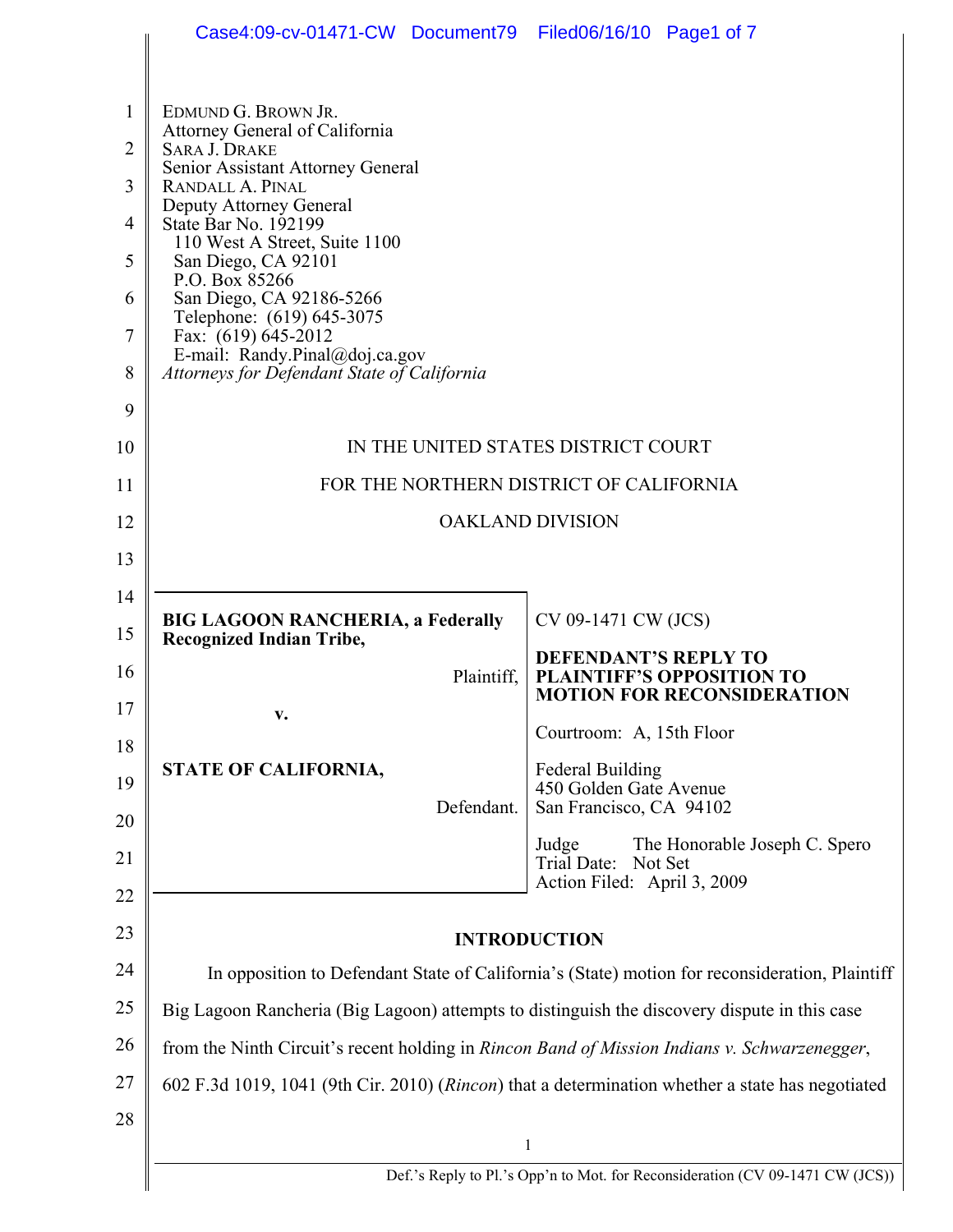EDMUND G. BROWN JR.
Attorney General of California
SARA J. DRAKE
Senior Assistant Attorney General
RANDALL A. PINAL
Deputy Attorney General
State Bar No. 192199
110 West A Street, Suite 1100
San Diego, CA 92101
P.O. Box 85266
San Diego, CA 92186-5266
Telephone: (619) 645-3075
Fax: (619) 645-2012
E-mail: Randy.Pinal@doj.ca.gov
*Attorneys for Defendant State of California*

IN THE UNITED STATES DISTRICT COURT

FOR THE NORTHERN DISTRICT OF CALIFORNIA

OAKLAND DIVISION

| | |
|---|---|
| **BIG LAGOON RANCHERIA, a Federally Recognized Indian Tribe,** Plaintiff, **v. STATE OF CALIFORNIA,** Defendant. | CV 09-1471 CW (JCS) **DEFENDANT'S REPLY TO PLAINTIFF'S OPPOSITION TO MOTION FOR RECONSIDERATION** Courtroom: A, 15th Floor Federal Building 450 Golden Gate Avenue San Francisco, CA 94102 Judge The Honorable Joseph C. Spero Trial Date: Not Set Action Filed: April 3, 2009 |

## INTRODUCTION

In opposition to Defendant State of California's (State) motion for reconsideration, Plaintiff Big Lagoon Rancheria (Big Lagoon) attempts to distinguish the discovery dispute in this case from the Ninth Circuit's recent holding in *Rincon Band of Mission Indians v. Schwarzenegger*, 602 F.3d 1019, 1041 (9th Cir. 2010) (*Rincon*) that a determination whether a state has negotiated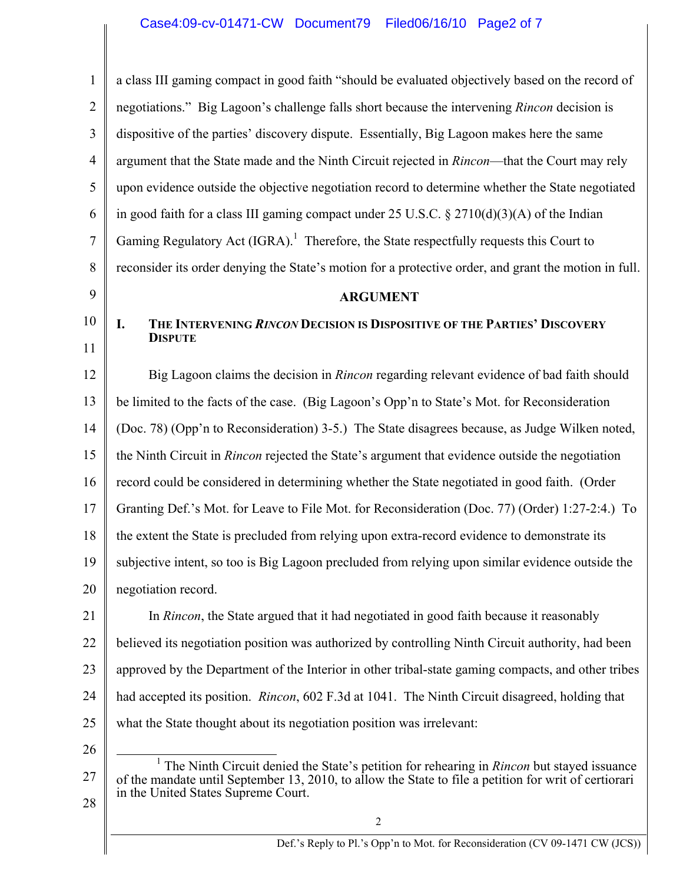a class III gaming compact in good faith "should be evaluated objectively based on the record of negotiations." Big Lagoon's challenge falls short because the intervening *Rincon* decision is dispositive of the parties' discovery dispute. Essentially, Big Lagoon makes here the same argument that the State made and the Ninth Circuit rejected in *Rincon*—that the Court may rely upon evidence outside the objective negotiation record to determine whether the State negotiated in good faith for a class III gaming compact under 25 U.S.C. § 2710(d)(3)(A) of the Indian Gaming Regulatory Act (IGRA).[1] Therefore, the State respectfully requests this Court to reconsider its order denying the State's motion for a protective order, and grant the motion in full.

## ARGUMENT

### I. THE INTERVENING *RINCON* DECISION IS DISPOSITIVE OF THE PARTIES' DISCOVERY DISPUTE

Big Lagoon claims the decision in *Rincon* regarding relevant evidence of bad faith should be limited to the facts of the case. (Big Lagoon's Opp'n to State's Mot. for Reconsideration (Doc. 78) (Opp'n to Reconsideration) 3-5.) The State disagrees because, as Judge Wilken noted, the Ninth Circuit in *Rincon* rejected the State's argument that evidence outside the negotiation record could be considered in determining whether the State negotiated in good faith. (Order Granting Def.'s Mot. for Leave to File Mot. for Reconsideration (Doc. 77) (Order) 1:27-2:4.) To the extent the State is precluded from relying upon extra-record evidence to demonstrate its subjective intent, so too is Big Lagoon precluded from relying upon similar evidence outside the negotiation record.

In *Rincon*, the State argued that it had negotiated in good faith because it reasonably believed its negotiation position was authorized by controlling Ninth Circuit authority, had been approved by the Department of the Interior in other tribal-state gaming compacts, and other tribes had accepted its position. *Rincon*, 602 F.3d at 1041. The Ninth Circuit disagreed, holding that what the State thought about its negotiation position was irrelevant:

[1] The Ninth Circuit denied the State's petition for rehearing in *Rincon* but stayed issuance of the mandate until September 13, 2010, to allow the State to file a petition for writ of certiorari in the United States Supreme Court.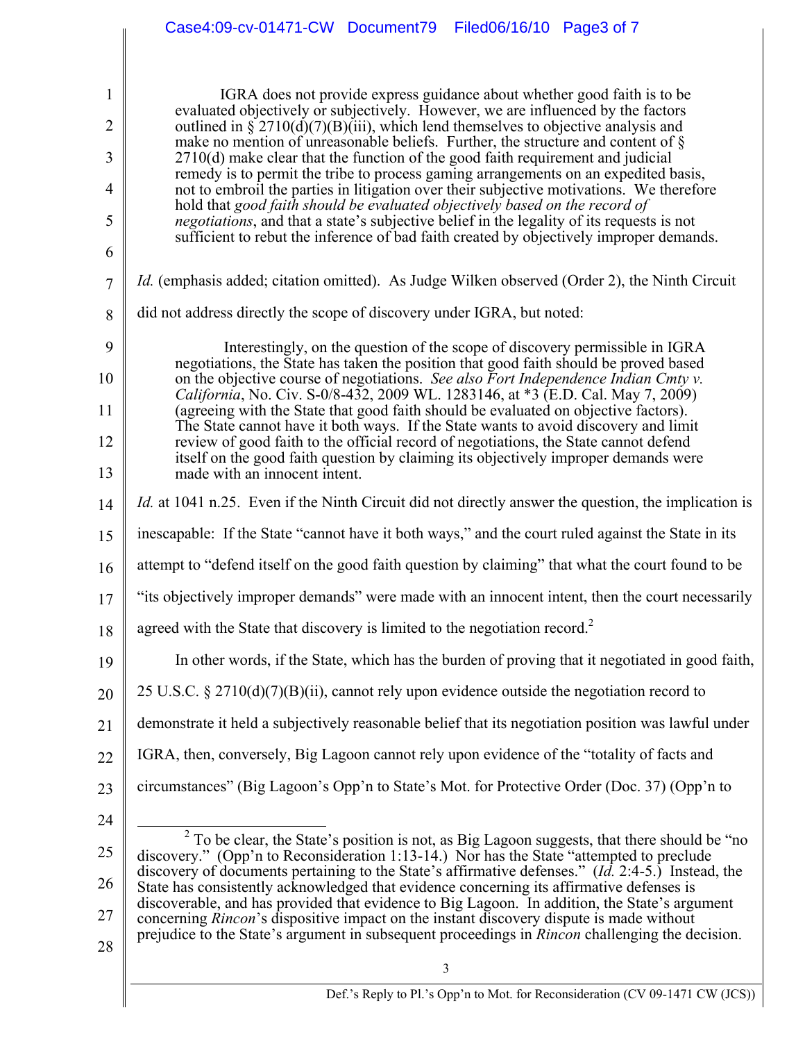> IGRA does not provide express guidance about whether good faith is to be evaluated objectively or subjectively. However, we are influenced by the factors outlined in § 2710(d)(7)(B)(iii), which lend themselves to objective analysis and make no mention of unreasonable beliefs. Further, the structure and content of § 2710(d) make clear that the function of the good faith requirement and judicial remedy is to permit the tribe to process gaming arrangements on an expedited basis, not to embroil the parties in litigation over their subjective motivations. We therefore hold that *good faith should be evaluated objectively based on the record of negotiations*, and that a state's subjective belief in the legality of its requests is not sufficient to rebut the inference of bad faith created by objectively improper demands.

*Id.* (emphasis added; citation omitted). As Judge Wilken observed (Order 2), the Ninth Circuit did not address directly the scope of discovery under IGRA, but noted:

> Interestingly, on the question of the scope of discovery permissible in IGRA negotiations, the State has taken the position that good faith should be proved based on the objective course of negotiations. *See also Fort Independence Indian Cmty v. California*, No. Civ. S-0/8-432, 2009 WL. 1283146, at *3 (E.D. Cal. May 7, 2009) (agreeing with the State that good faith should be evaluated on objective factors). The State cannot have it both ways. If the State wants to avoid discovery and limit review of good faith to the official record of negotiations, the State cannot defend itself on the good faith question by claiming its objectively improper demands were made with an innocent intent.

*Id.* at 1041 n.25. Even if the Ninth Circuit did not directly answer the question, the implication is inescapable: If the State "cannot have it both ways," and the court ruled against the State in its attempt to "defend itself on the good faith question by claiming" that what the court found to be "its objectively improper demands" were made with an innocent intent, then the court necessarily agreed with the State that discovery is limited to the negotiation record.[2]

In other words, if the State, which has the burden of proving that it negotiated in good faith, 25 U.S.C. § 2710(d)(7)(B)(ii), cannot rely upon evidence outside the negotiation record to demonstrate it held a subjectively reasonable belief that its negotiation position was lawful under IGRA, then, conversely, Big Lagoon cannot rely upon evidence of the "totality of facts and circumstances" (Big Lagoon's Opp'n to State's Mot. for Protective Order (Doc. 37) (Opp'n to

---

[2] To be clear, the State's position is not, as Big Lagoon suggests, that there should be "no discovery." (Opp'n to Reconsideration 1:13-14.) Nor has the State "attempted to preclude discovery of documents pertaining to the State's affirmative defenses." (*Id.* 2:4-5.) Instead, the State has consistently acknowledged that evidence concerning its affirmative defenses is discoverable, and has provided that evidence to Big Lagoon. In addition, the State's argument concerning *Rincon*'s dispositive impact on the instant discovery dispute is made without prejudice to the State's argument in subsequent proceedings in *Rincon* challenging the decision.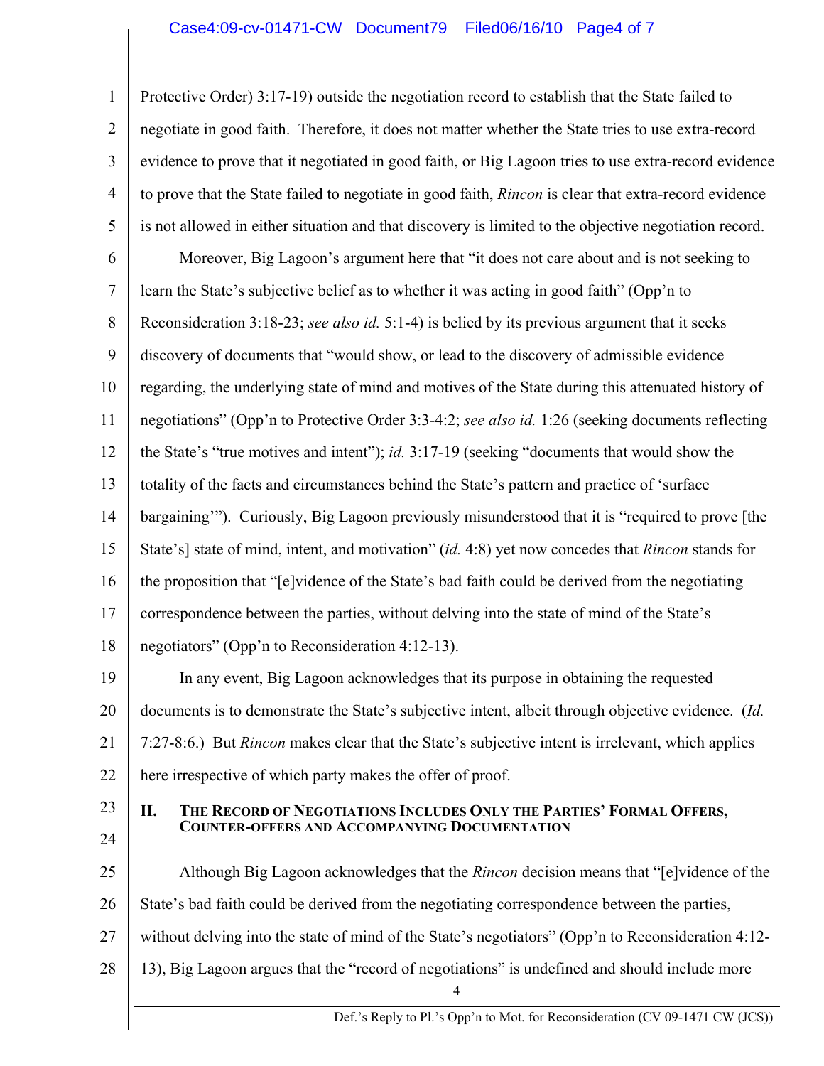Protective Order) 3:17-19) outside the negotiation record to establish that the State failed to negotiate in good faith. Therefore, it does not matter whether the State tries to use extra-record evidence to prove that it negotiated in good faith, or Big Lagoon tries to use extra-record evidence to prove that the State failed to negotiate in good faith, *Rincon* is clear that extra-record evidence is not allowed in either situation and that discovery is limited to the objective negotiation record.

Moreover, Big Lagoon's argument here that "it does not care about and is not seeking to learn the State's subjective belief as to whether it was acting in good faith" (Opp'n to Reconsideration 3:18-23; *see also id.* 5:1-4) is belied by its previous argument that it seeks discovery of documents that "would show, or lead to the discovery of admissible evidence regarding, the underlying state of mind and motives of the State during this attenuated history of negotiations" (Opp'n to Protective Order 3:3-4:2; *see also id.* 1:26 (seeking documents reflecting the State's "true motives and intent"); *id.* 3:17-19 (seeking "documents that would show the totality of the facts and circumstances behind the State's pattern and practice of 'surface bargaining'"). Curiously, Big Lagoon previously misunderstood that it is "required to prove [the State's] state of mind, intent, and motivation" (*id.* 4:8) yet now concedes that *Rincon* stands for the proposition that "[e]vidence of the State's bad faith could be derived from the negotiating correspondence between the parties, without delving into the state of mind of the State's negotiators" (Opp'n to Reconsideration 4:12-13).

In any event, Big Lagoon acknowledges that its purpose in obtaining the requested documents is to demonstrate the State's subjective intent, albeit through objective evidence. (*Id.* 7:27-8:6.) But *Rincon* makes clear that the State's subjective intent is irrelevant, which applies here irrespective of which party makes the offer of proof.

## II. THE RECORD OF NEGOTIATIONS INCLUDES ONLY THE PARTIES' FORMAL OFFERS, COUNTER-OFFERS AND ACCOMPANYING DOCUMENTATION

Although Big Lagoon acknowledges that the *Rincon* decision means that "[e]vidence of the State's bad faith could be derived from the negotiating correspondence between the parties, without delving into the state of mind of the State's negotiators" (Opp'n to Reconsideration 4:12-13), Big Lagoon argues that the "record of negotiations" is undefined and should include more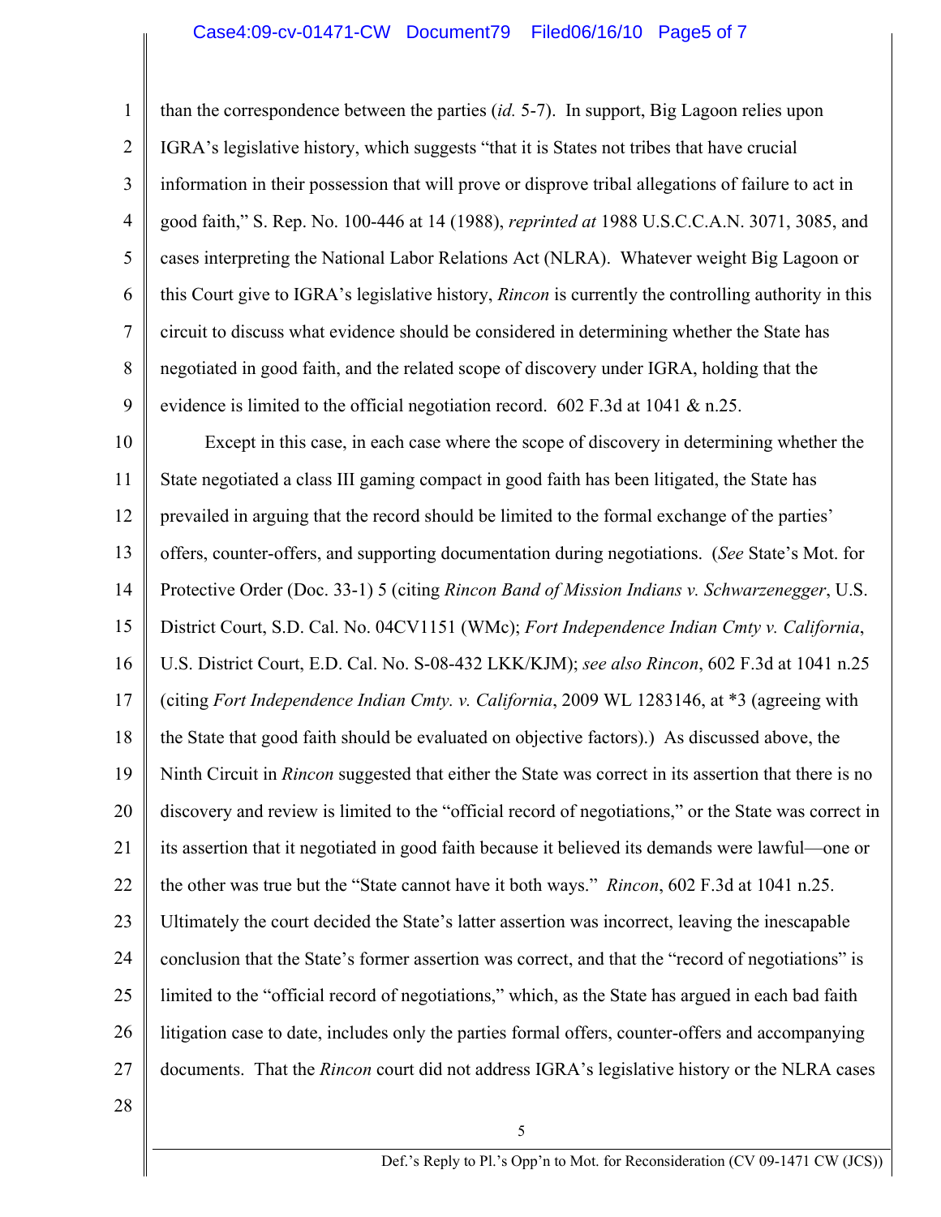than the correspondence between the parties (*id.* 5-7). In support, Big Lagoon relies upon IGRA's legislative history, which suggests "that it is States not tribes that have crucial information in their possession that will prove or disprove tribal allegations of failure to act in good faith," S. Rep. No. 100-446 at 14 (1988), *reprinted at* 1988 U.S.C.C.A.N. 3071, 3085, and cases interpreting the National Labor Relations Act (NLRA). Whatever weight Big Lagoon or this Court give to IGRA's legislative history, *Rincon* is currently the controlling authority in this circuit to discuss what evidence should be considered in determining whether the State has negotiated in good faith, and the related scope of discovery under IGRA, holding that the evidence is limited to the official negotiation record. 602 F.3d at 1041 & n.25.

Except in this case, in each case where the scope of discovery in determining whether the State negotiated a class III gaming compact in good faith has been litigated, the State has prevailed in arguing that the record should be limited to the formal exchange of the parties' offers, counter-offers, and supporting documentation during negotiations. (*See* State's Mot. for Protective Order (Doc. 33-1) 5 (citing *Rincon Band of Mission Indians v. Schwarzenegger*, U.S. District Court, S.D. Cal. No. 04CV1151 (WMc); *Fort Independence Indian Cmty v. California*, U.S. District Court, E.D. Cal. No. S-08-432 LKK/KJM); *see also Rincon*, 602 F.3d at 1041 n.25 (citing *Fort Independence Indian Cmty. v. California*, 2009 WL 1283146, at *3 (agreeing with the State that good faith should be evaluated on objective factors).) As discussed above, the Ninth Circuit in *Rincon* suggested that either the State was correct in its assertion that there is no discovery and review is limited to the "official record of negotiations," or the State was correct in its assertion that it negotiated in good faith because it believed its demands were lawful—one or the other was true but the "State cannot have it both ways." *Rincon*, 602 F.3d at 1041 n.25. Ultimately the court decided the State's latter assertion was incorrect, leaving the inescapable conclusion that the State's former assertion was correct, and that the "record of negotiations" is limited to the "official record of negotiations," which, as the State has argued in each bad faith litigation case to date, includes only the parties formal offers, counter-offers and accompanying documents. That the *Rincon* court did not address IGRA's legislative history or the NLRA cases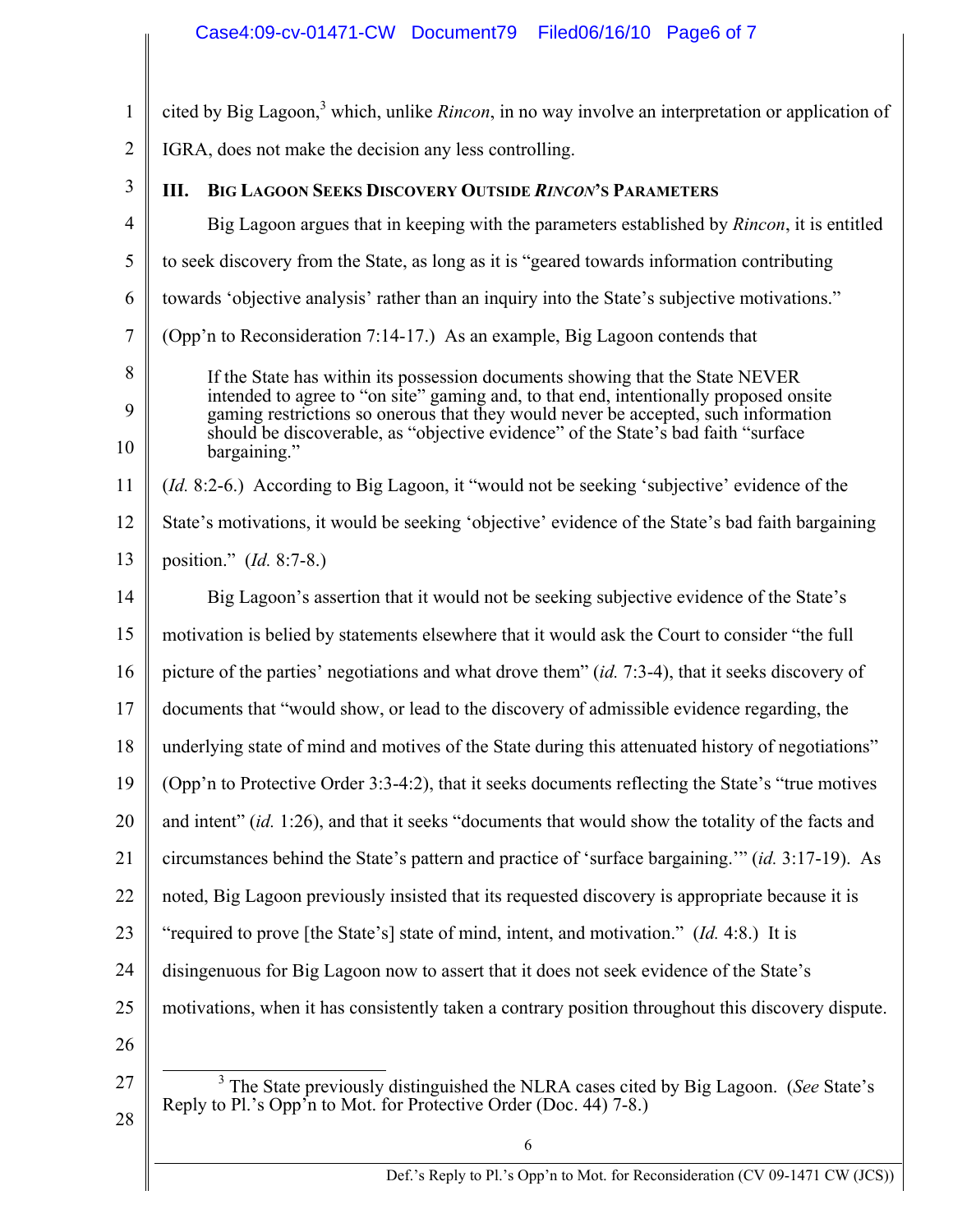cited by Big Lagoon,[3] which, unlike *Rincon*, in no way involve an interpretation or application of IGRA, does not make the decision any less controlling.

## III. BIG LAGOON SEEKS DISCOVERY OUTSIDE *RINCON*'S PARAMETERS

Big Lagoon argues that in keeping with the parameters established by *Rincon*, it is entitled to seek discovery from the State, as long as it is "geared towards information contributing towards 'objective analysis' rather than an inquiry into the State's subjective motivations." (Opp'n to Reconsideration 7:14-17.) As an example, Big Lagoon contends that

> If the State has within its possession documents showing that the State NEVER intended to agree to "on site" gaming and, to that end, intentionally proposed onsite gaming restrictions so onerous that they would never be accepted, such information should be discoverable, as "objective evidence" of the State's bad faith "surface bargaining."

(*Id.* 8:2-6.) According to Big Lagoon, it "would not be seeking 'subjective' evidence of the State's motivations, it would be seeking 'objective' evidence of the State's bad faith bargaining position." (*Id.* 8:7-8.)

Big Lagoon's assertion that it would not be seeking subjective evidence of the State's motivation is belied by statements elsewhere that it would ask the Court to consider "the full picture of the parties' negotiations and what drove them" (*id.* 7:3-4), that it seeks discovery of documents that "would show, or lead to the discovery of admissible evidence regarding, the underlying state of mind and motives of the State during this attenuated history of negotiations" (Opp'n to Protective Order 3:3-4:2), that it seeks documents reflecting the State's "true motives and intent" (*id.* 1:26), and that it seeks "documents that would show the totality of the facts and circumstances behind the State's pattern and practice of 'surface bargaining.'" (*id.* 3:17-19). As noted, Big Lagoon previously insisted that its requested discovery is appropriate because it is "required to prove [the State's] state of mind, intent, and motivation." (*Id.* 4:8.) It is disingenuous for Big Lagoon now to assert that it does not seek evidence of the State's motivations, when it has consistently taken a contrary position throughout this discovery dispute.

---

[3] The State previously distinguished the NLRA cases cited by Big Lagoon. (*See* State's Reply to Pl.'s Opp'n to Mot. for Protective Order (Doc. 44) 7-8.)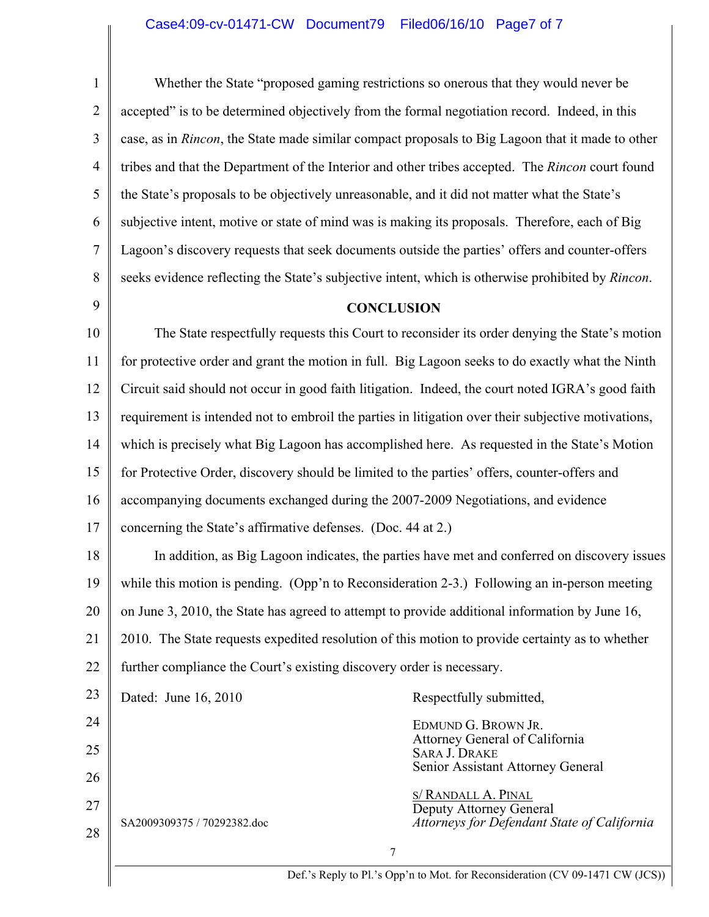Whether the State "proposed gaming restrictions so onerous that they would never be accepted" is to be determined objectively from the formal negotiation record. Indeed, in this case, as in *Rincon*, the State made similar compact proposals to Big Lagoon that it made to other tribes and that the Department of the Interior and other tribes accepted. The *Rincon* court found the State's proposals to be objectively unreasonable, and it did not matter what the State's subjective intent, motive or state of mind was is making its proposals. Therefore, each of Big Lagoon's discovery requests that seek documents outside the parties' offers and counter-offers seeks evidence reflecting the State's subjective intent, which is otherwise prohibited by *Rincon*.

**CONCLUSION**

The State respectfully requests this Court to reconsider its order denying the State's motion for protective order and grant the motion in full. Big Lagoon seeks to do exactly what the Ninth Circuit said should not occur in good faith litigation. Indeed, the court noted IGRA's good faith requirement is intended not to embroil the parties in litigation over their subjective motivations, which is precisely what Big Lagoon has accomplished here. As requested in the State's Motion for Protective Order, discovery should be limited to the parties' offers, counter-offers and accompanying documents exchanged during the 2007-2009 Negotiations, and evidence concerning the State's affirmative defenses. (Doc. 44 at 2.)

In addition, as Big Lagoon indicates, the parties have met and conferred on discovery issues while this motion is pending. (Opp'n to Reconsideration 2-3.) Following an in-person meeting on June 3, 2010, the State has agreed to attempt to provide additional information by June 16, 2010. The State requests expedited resolution of this motion to provide certainty as to whether further compliance the Court's existing discovery order is necessary.

Dated: June 16, 2010

Respectfully submitted,

EDMUND G. BROWN JR.
Attorney General of California
SARA J. DRAKE
Senior Assistant Attorney General

s/ RANDALL A. PINAL
Deputy Attorney General
*Attorneys for Defendant State of California*

SA2009309375 / 70292382.doc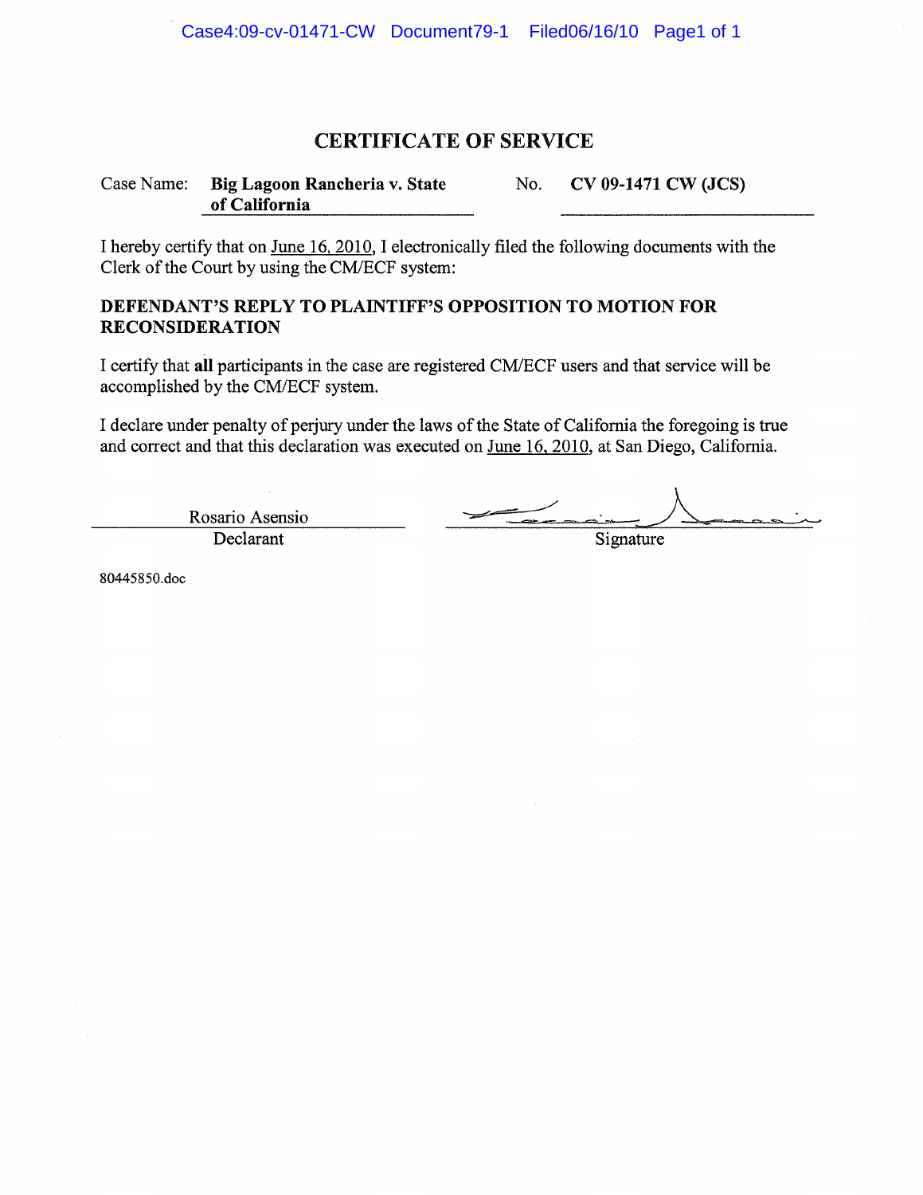# CERTIFICATE OF SERVICE

Case Name: **Big Lagoon Rancheria v. State of California** No. **CV 09-1471 CW (JCS)**

I hereby certify that on June 16, 2010, I electronically filed the following documents with the Clerk of the Court by using the CM/ECF system:

**DEFENDANT'S REPLY TO PLAINTIFF'S OPPOSITION TO MOTION FOR RECONSIDERATION**

I certify that **all** participants in the case are registered CM/ECF users and that service will be accomplished by the CM/ECF system.

I declare under penalty of perjury under the laws of the State of California the foregoing is true and correct and that this declaration was executed on June 16, 2010, at San Diego, California.

| | |
|---|---|
| Rosario Asensio | [signature] |
| Declarant | Signature |

80445850.doc